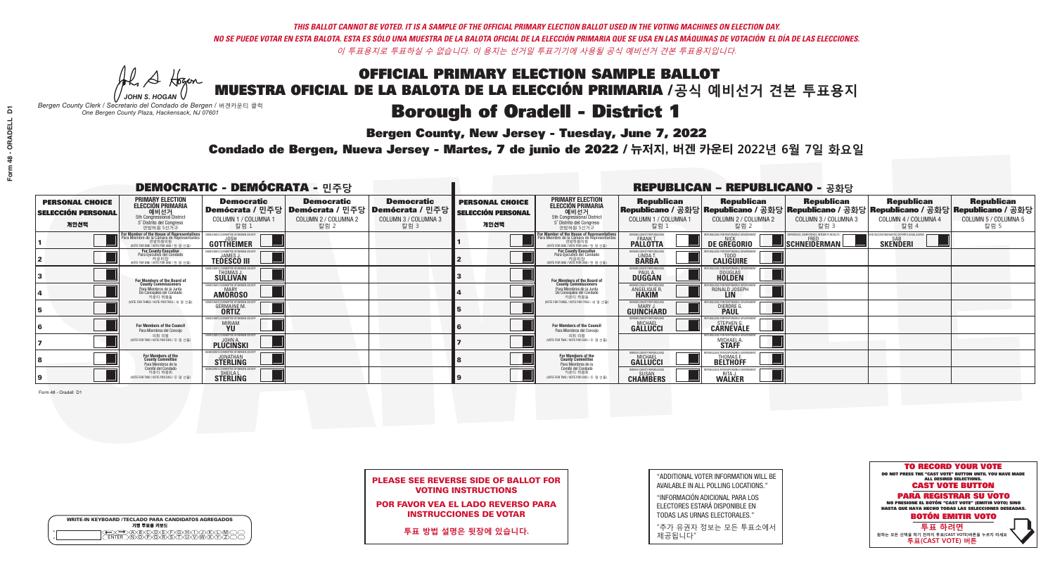*THIS BALLOT CANNOT BE VOTED. IT IS A SAMPLE OF THE OFFICIAL PRIMARY ELECTION BALLOT USED IN THE VOTING MACHINES ON ELECTION DAY.*
*NO SE PUEDE VOTAR EN ESTA BALOTA. ESTA ES SÓLO UNA MUESTRA DE LA BALOTA OFICIAL DE LA ELECCIÓN PRIMARIA QUE SE USA EN LAS MÁQUINAS DE VOTACIÓN EL DÍA DE LAS ELECCIONES.*
*이 투표용지로 투표하실 수 없습니다. 이 용지는 선거일 투표기기에 사용될 공식 예비선거 견본 투표용지입니다.*

JOHN S. HOGAN
*Bergen County Clerk / Secretario del Condado de Bergen / 버겐카운티 클럭*
*One Bergen County Plaza, Hackensack, NJ 07601*

# OFFICIAL PRIMARY ELECTION SAMPLE BALLOT
# MUESTRA OFICIAL DE LA BALOTA DE LA ELECCIÓN PRIMARIA /공식 예비선거 견본 투표용지
# Borough of Oradell - District 1

**Bergen County, New Jersey - Tuesday, June 7, 2022**

**Condado de Bergen, Nueva Jersey - Martes, 7 de junio de 2022 / 뉴저지, 버겐 카운티 2022년 6월 7일 화요일**

## DEMOCRATIC - DEMÓCRATA - 민주당

| PERSONAL CHOICE / SELECCIÓN PERSONAL / 개인선택 | PRIMARY ELECTION / ELECCIÓN PRIMARIA / 예비선거 (5th Congressional District / 5° Distrito del Congreso / 연방하원 5선거구) | Democratic / Demócrata / 민주당 COLUMN 1 / COLUMNA 1 / 칼럼 1 | Democratic / Demócrata / 민주당 COLUMN 2 / COLUMNA 2 / 칼럼 2 | Democratic / Demócrata / 민주당 COLUMN 3 / COLUMNA 3 / 칼럼 3 |
|---|---|---|---|---|
| 1 | For Member of the House of Representatives / Para Miembro de la Cámara de Representantes / 연방하원의원 (VOTE FOR ONE / VOTE POR UNO / 한 명 선출) | JOSH GOTTHEIMER | | |
| 2 | For County Executive / Para Ejecutivo del Condado / 카운티장 (VOTE FOR ONE / VOTE POR UNO / 한 명 선출) | JAMES J. TEDESCO III | | |
| 3 | For Members of the Board of County Commissioners / Para Miembros de la Junta De Concejales del Condado / 카운티 위원들 (VOTE FOR THREE / VOTE POR TRES / 세 명 선출) | THOMAS J. SULLIVAN | | |
| 4 | | MARY AMOROSO | | |
| 5 | | GERMAINE M. ORTIZ | | |
| 6 | For Members of the Council / Para Miembros del Concejo / 의회 의원 (VOTE FOR TWO / VOTE POR DOS / 두 명 선출) | MIRIAM YU | | |
| 7 | | JOHN A. PLUCINSKI | | |
| 8 | For Members of the County Committee / Para Miembros de la Comité del Condado / 카운티 위원회 (VOTE FOR TWO / VOTE POR DOS / 두 명 선출) | JONATHAN STERLING | | |
| 9 | | SHEILA L. STERLING | | |

## REPUBLICAN - REPUBLICANO - 공화당

| PERSONAL CHOICE / SELECCIÓN PERSONAL / 개인선택 | PRIMARY ELECTION / ELECCIÓN PRIMARIA / 예비선거 (5th Congressional District / 5° Distrito del Congreso / 연방하원 5선거구) | Republican / Republicano / 공화당 COLUMN 1 / COLUMNA 1 / 칼럼 1 | Republican / Republicano / 공화당 COLUMN 2 / COLUMNA 2 / 칼럼 2 | Republican / Republicano / 공화당 COLUMN 3 / COLUMNA 3 / 칼럼 3 | Republican / Republicano / 공화당 COLUMN 4 / COLUMNA 4 / 칼럼 4 | Republican / Republicano / 공화당 COLUMN 5 / COLUMNA 5 / 칼럼 5 |
|---|---|---|---|---|---|---|
| 1 | For Member of the House of Representatives / Para Miembro de la Cámara de Representantes / 연방하원의원 (VOTE FOR ONE / VOTE POR UNO / 한 명 선출) | FRANK T. PALLOTTA | NICK DE GREGORIO | FRED SCHNEIDERMAN | SAB SKENDERI | |
| 2 | For County Executive / Para Ejecutivo del Condado / 카운티장 (VOTE FOR ONE / VOTE POR UNO / 한 명 선출) | LINDA T. BARBA | TODD CALIGUIRE | | | |
| 3 | For Members of the Board of County Commissioners / Para Miembros de la Junta De Concejales del Condado / 카운티 위원들 (VOTE FOR THREE / VOTE POR TRES / 세 명 선출) | PAUL A. DUGGAN | DOUGLAS HOLDEN | | | |
| 4 | | ANGELIQUE R. HAKIM | RONALD JOSEPH LIN | | | |
| 5 | | MARY J. GUINCHARD | DIERDRE G. PAUL | | | |
| 6 | For Members of the Council / Para Miembros del Concejo / 의회 의원 (VOTE FOR TWO / VOTE POR DOS / 두 명 선출) | MICHAEL GALLUCCI | STEPHEN G. CARNEVALE | | | |
| 7 | | | MICHAEL A. STAFF | | | |
| 8 | For Members of the County Committee / Para Miembros de la Comité del Condado / 카운티 위원회 (VOTE FOR TWO / VOTE POR DOS / 두 명 선출) | MICHAEL GALLUCCI | THOMAS F. BELTHOFF | | | |
| 9 | | SUSAN CHAMBERS | RITA J. WALKER | | | |

Form 48 - Oradell D1

**PLEASE SEE REVERSE SIDE OF BALLOT FOR VOTING INSTRUCTIONS**

**POR FAVOR VEA EL LADO REVERSO PARA INSTRUCCIONES DE VOTAR**

**투표 방법 설명은 뒷장에 있습니다.**

"ADDITIONAL VOTER INFORMATION WILL BE AVAILABLE IN ALL POLLING LOCATIONS."

"INFORMACIÓN ADICIONAL PARA LOS ELECTORES ESTARÁ DISPONIBLE EN TODAS LAS URNAS ELECTORALES."

"추가 유권자 정보는 모든 투표소에서 제공됩니다"

WRITE-IN KEYBOARD /TECLADO PARA CANDIDATOS AGREGADOS
기명 투표용 키보드

**TO RECORD YOUR VOTE**
DO NOT PRESS THE "CAST VOTE" BUTTON UNTIL YOU HAVE MADE ALL DESIRED SELECTIONS.
**CAST VOTE BUTTON**

**PARA REGISTRAR SU VOTO**
NO PRESIONE EL BOTÓN "CAST VOTE" (EMITIR VOTO) SINO HASTA QUE HAYA HECHO TODAS LAS SELECCIONES DESEADAS.
**BOTÓN EMITIR VOTO**

**투표 하려면**
원하는 모든 선택을 하기 전까지 투표(CAST VOTE)버튼을 누르지 마세요
**투표(CAST VOTE) 버튼**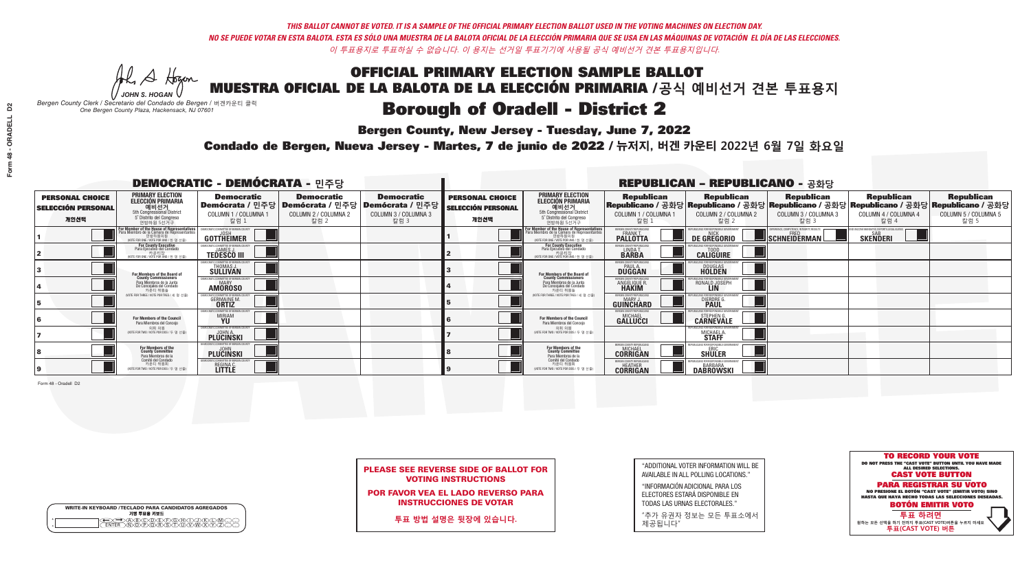*THIS BALLOT CANNOT BE VOTED. IT IS A SAMPLE OF THE OFFICIAL PRIMARY ELECTION BALLOT USED IN THE VOTING MACHINES ON ELECTION DAY.*
*NO SE PUEDE VOTAR EN ESTA BALOTA. ESTA ES SÓLO UNA MUESTRA DE LA BALOTA OFICIAL DE LA ELECCIÓN PRIMARIA QUE SE USA EN LAS MÁQUINAS DE VOTACIÓN EL DÍA DE LAS ELECCIONES.*
*이 투표용지로 투표하실 수 없습니다. 이 용지는 선거일 투표기기에 사용될 공식 예비선거 견본 투표용지입니다.*

JOHN S. HOGAN
*Bergen County Clerk / Secretario del Condado de Bergen / 버겐카운티 클럭*
*One Bergen County Plaza, Hackensack, NJ 07601*

# OFFICIAL PRIMARY ELECTION SAMPLE BALLOT
# MUESTRA OFICIAL DE LA BALOTA DE LA ELECCIÓN PRIMARIA /공식 예비선거 견본 투표용지
# Borough of Oradell - District 2

**Bergen County, New Jersey - Tuesday, June 7, 2022**
**Condado de Bergen, Nueva Jersey - Martes, 7 de junio de 2022 / 뉴저지, 버겐 카운티 2022년 6월 7일 화요일**

## DEMOCRATIC - DEMÓCRATA - 민주당

| PERSONAL CHOICE / SELECCIÓN PERSONAL / 개인선택 | PRIMARY ELECTION / ELECCIÓN PRIMARIA / 예비선거 | Democratic / Demócrata / 민주당 COLUMN 1 / COLUMNA 1 / 칼럼 1 | Democratic / Demócrata / 민주당 COLUMN 2 / COLUMNA 2 / 칼럼 2 | Democratic / Demócrata / 민주당 COLUMN 3 / COLUMNA 3 / 칼럼 3 |
|---|---|---|---|---|
| 1 | For Member of the House of Representatives / Para Miembro de la Cámara de Representantes / 연방하원의원 (5th Congressional District) (VOTE FOR ONE / VOTE POR UNO / 한 명 선출) | JOSH GOTTHEIMER | | |
| 2 | For County Executive / Para Ejecutivo del Condado / 카운티장 (VOTE FOR ONE / VOTE POR UNO / 한 명 선출) | JAMES J. TEDESCO III | | |
| 3 | For Members of the Board of County Commissioners / Para Miembros de la Junta De Concejales del Condado / 카운티 위원들 (VOTE FOR THREE / VOTE POR TRES / 세 명 선출) | THOMAS J. SULLIVAN | | |
| 4 | | MARY AMOROSO | | |
| 5 | | GERMAINE M. ORTIZ | | |
| 6 | For Members of the Council / Para Miembros del Concejo / 의회 의원 (VOTE FOR TWO / VOTE POR DOS / 두 명 선출) | MIRIAM YU | | |
| 7 | | JOHN A. PLUCINSKI | | |
| 8 | For Members of the County Committee / Para Miembros de la Comité del Condado / 카운티 위원회 (VOTE FOR TWO / VOTE POR DOS / 두 명 선출) | JOHN PLUCINSKI | | |
| 9 | | REGINA C. LITTLE | | |

## REPUBLICAN - REPUBLICANO - 공화당

| PERSONAL CHOICE / SELECCIÓN PERSONAL / 개인선택 | PRIMARY ELECTION / ELECCIÓN PRIMARIA / 예비선거 | Republican / Republicano / 공화당 COLUMN 1 / COLUMNA 1 / 칼럼 1 | Republican / Republicano / 공화당 COLUMN 2 / COLUMNA 2 / 칼럼 2 | Republican / Republicano / 공화당 COLUMN 3 / COLUMNA 3 / 칼럼 3 | Republican / Republicano / 공화당 COLUMN 4 / COLUMNA 4 / 칼럼 4 | Republican / Republicano / 공화당 COLUMN 5 / COLUMNA 5 / 칼럼 5 |
|---|---|---|---|---|---|---|
| 1 | For Member of the House of Representatives / Para Miembro de la Cámara de Representantes / 연방하원의원 (5th Congressional District) (VOTE FOR ONE / VOTE POR UNO / 한 명 선출) | FRANK T. PALLOTTA | NICK DE GREGORIO | FRED SCHNEIDERMAN | SAB SKENDERI | |
| 2 | For County Executive / Para Ejecutivo del Condado / 카운티장 (VOTE FOR ONE / VOTE POR UNO / 한 명 선출) | LINDA T. BARBA | TODD CALIGUIRE | | | |
| 3 | For Members of the Board of County Commissioners / Para Miembros de la Junta De Concejales del Condado / 카운티 위원들 (VOTE FOR THREE / VOTE POR TRES / 세 명 선출) | PAUL A. DUGGAN | DOUGLAS HOLDEN | | | |
| 4 | | ANGELIQUE R. HAKIM | RONALD JOSEPH LIN | | | |
| 5 | | MARY J. GUINCHARD | DIERDRE G. PAUL | | | |
| 6 | For Members of the Council / Para Miembros del Concejo / 의회 의원 (VOTE FOR TWO / VOTE POR DOS / 두 명 선출) | MICHAEL GALLUCCI | STEPHEN G. CARNEVALE | | | |
| 7 | | | MICHAEL A. STAFF | | | |
| 8 | For Members of the County Committee / Para Miembros de la Comité del Condado / 카운티 위원회 (VOTE FOR TWO / VOTE POR DOS / 두 명 선출) | MICHAEL CORRIGAN | ERIC SHULER | | | |
| 9 | | HEATHER CORRIGAN | BARBARA DABROWSKI | | | |

Form 48 - Oradell D2

**PLEASE SEE REVERSE SIDE OF BALLOT FOR VOTING INSTRUCTIONS**

**POR FAVOR VEA EL LADO REVERSO PARA INSTRUCCIONES DE VOTAR**

**투표 방법 설명은 뒷장에 있습니다.**

"ADDITIONAL VOTER INFORMATION WILL BE AVAILABLE IN ALL POLLING LOCATIONS."

"INFORMACIÓN ADICIONAL PARA LOS ELECTORES ESTARÁ DISPONIBLE EN TODAS LAS URNAS ELECTORALES."

"추가 유권자 정보는 모든 투표소에서 제공됩니다"

**TO RECORD YOUR VOTE**
DO NOT PRESS THE "CAST VOTE" BUTTON UNTIL YOU HAVE MADE ALL DESIRED SELECTIONS.
**CAST VOTE BUTTON**

**PARA REGISTRAR SU VOTO**
NO PRESIONE EL BOTÓN "CAST VOTE" (EMITIR VOTO) SINO HASTA QUE HAYA HECHO TODAS LAS SELECCIONES DESEADAS.
**BOTÓN EMITIR VOTO**

**투표 하려면**
원하는 모든 선택을 하기 전까지 투표(CAST VOTE)버튼을 누르지 마세요
**투표(CAST VOTE) 버튼**

WRITE-IN KEYBOARD /TECLADO PARA CANDIDATOS AGREGADOS
기명 투표용 키보드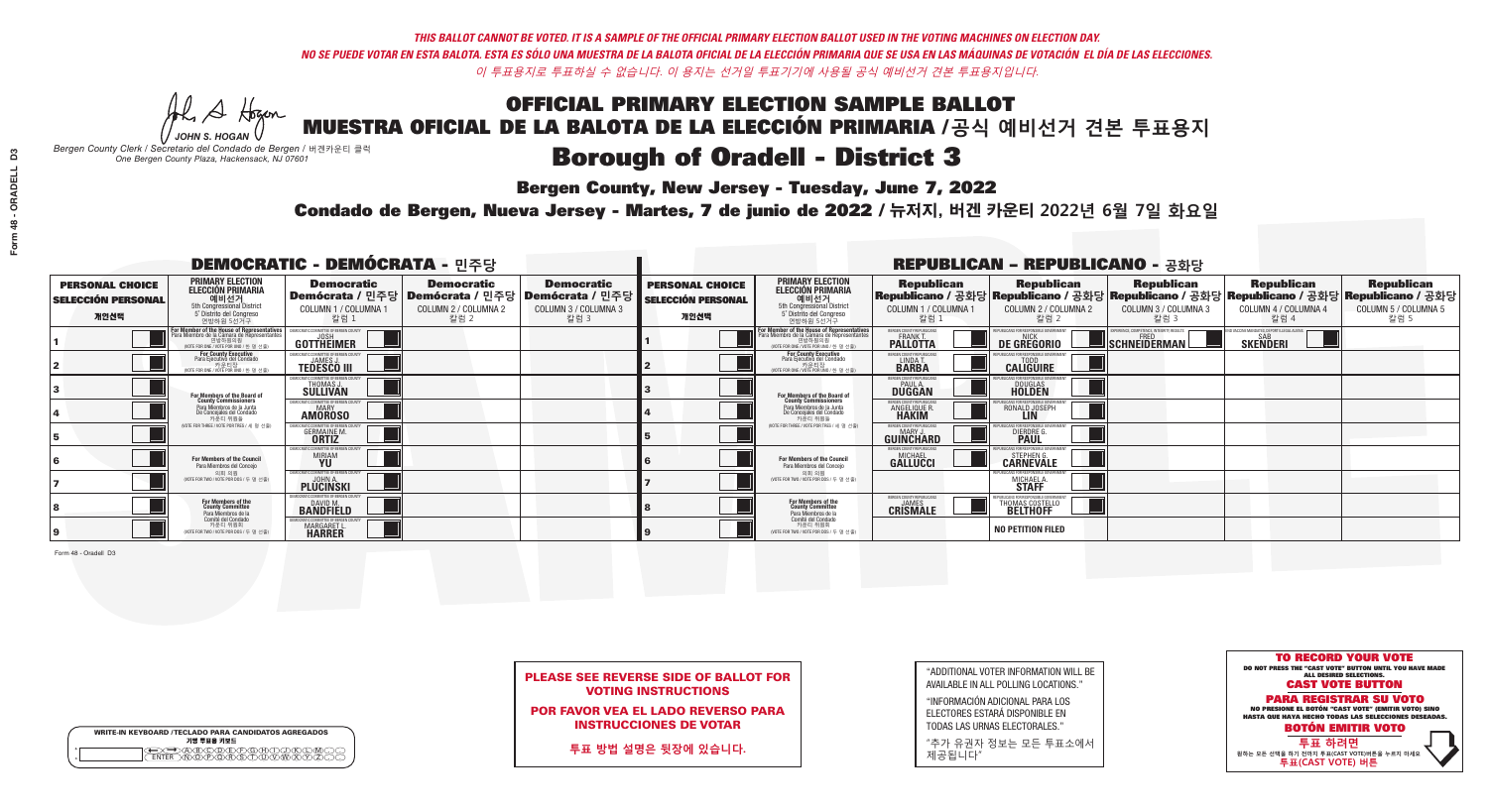*THIS BALLOT CANNOT BE VOTED. IT IS A SAMPLE OF THE OFFICIAL PRIMARY ELECTION BALLOT USED IN THE VOTING MACHINES ON ELECTION DAY.*
*NO SE PUEDE VOTAR EN ESTA BALOTA. ESTA ES SÓLO UNA MUESTRA DE LA BALOTA OFICIAL DE LA ELECCIÓN PRIMARIA QUE SE USA EN LAS MÁQUINAS DE VOTACIÓN EL DÍA DE LAS ELECCIONES.*
*이 투표용지로 투표하실 수 없습니다. 이 용지는 선거일 투표기기에 사용될 공식 예비선거 견본 투표용지입니다.*

JOHN S. HOGAN
*Bergen County Clerk / Secretario del Condado de Bergen / 버겐카운티 클럭*
*One Bergen County Plaza, Hackensack, NJ 07601*

# OFFICIAL PRIMARY ELECTION SAMPLE BALLOT
# MUESTRA OFICIAL DE LA BALOTA DE LA ELECCIÓN PRIMARIA / 공식 예비선거 견본 투표용지
# Borough of Oradell - District 3

**Bergen County, New Jersey - Tuesday, June 7, 2022**
**Condado de Bergen, Nueva Jersey - Martes, 7 de junio de 2022 / 뉴저지, 버겐 카운티 2022년 6월 7일 화요일**

## DEMOCRATIC - DEMÓCRATA - 민주당

| PERSONAL CHOICE / SELECCIÓN PERSONAL / 개인선택 | PRIMARY ELECTION / ELECCIÓN PRIMARIA / 예비선거 / 5th Congressional District / 5° Distrito del Congreso / 연방하원 5선거구 | Democratic / Demócrata / 민주당 COLUMN 1 / COLUMNA 1 / 칼럼 1 | Democratic / Demócrata / 민주당 COLUMN 2 / COLUMNA 2 / 칼럼 2 | Democratic / Demócrata / 민주당 COLUMN 3 / COLUMNA 3 / 칼럼 3 |
|---|---|---|---|---|
| 1 | For Member of the House of Representatives / Para Miembro de la Cámara de Representantes / 연방하원의원 (VOTE FOR ONE / VOTE POR UNO / 한 명 선출) | JOSH GOTTHEIMER | | |
| 2 | For County Executive / Para Ejecutivo del Condado / 카운티장 (VOTE FOR ONE / VOTE POR UNO / 한 명 선출) | JAMES J. TEDESCO III | | |
| 3 | For Members of the Board of County Commissioners / Para Miembros de la Junta De Concejales del Condado / 카운티 위원들 (VOTE FOR THREE / VOTE POR TRES / 세 명 선출) | THOMAS J. SULLIVAN | | |
| 4 | | MARY AMOROSO | | |
| 5 | | GERMAINE M. ORTIZ | | |
| 6 | For Members of the Council / Para Miembros del Concejo / 의회 의원 (VOTE FOR TWO / VOTE POR DOS / 두 명 선출) | MIRIAM YU | | |
| 7 | | JOHN A. PLUCINSKI | | |
| 8 | For Members of the County Committee / Para Miembros de la Comité del Condado / 카운티 위원회 (VOTE FOR TWO / VOTE POR DOS / 두 명 선출) | DAVID M. BANDFIELD | | |
| 9 | | MARGARET L. HARRER | | |

## REPUBLICAN - REPUBLICANO - 공화당

| PERSONAL CHOICE / SELECCIÓN PERSONAL / 개인선택 | PRIMARY ELECTION / ELECCIÓN PRIMARIA / 예비선거 / 5th Congressional District / 5° Distrito del Congreso / 연방하원 5선거구 | Republican / Republicano / 공화당 COLUMN 1 / COLUMNA 1 / 칼럼 1 | Republican / Republicano / 공화당 COLUMN 2 / COLUMNA 2 / 칼럼 2 | Republican / Republicano / 공화당 COLUMN 3 / COLUMNA 3 / 칼럼 3 | Republican / Republicano / 공화당 COLUMN 4 / COLUMNA 4 / 칼럼 4 | Republican / Republicano / 공화당 COLUMN 5 / COLUMNA 5 / 칼럼 5 |
|---|---|---|---|---|---|---|
| 1 | For Member of the House of Representatives / Para Miembro de la Cámara de Representantes / 연방하원의원 (VOTE FOR ONE / VOTE POR UNO / 한 명 선출) | FRANK T. PALLOTTA | NICK DE GREGORIO | FRED SCHNEIDERMAN | SAB SKENDERI | |
| 2 | For County Executive / Para Ejecutivo del Condado / 카운티장 (VOTE FOR ONE / VOTE POR UNO / 한 명 선출) | LINDA T. BARBA | TODD CALIGUIRE | | | |
| 3 | For Members of the Board of County Commissioners / Para Miembros de la Junta De Concejales del Condado / 카운티 위원들 (VOTE FOR THREE / VOTE POR TRES / 세 명 선출) | PAUL A. DUGGAN | DOUGLAS HOLDEN | | | |
| 4 | | ANGELIQUE R. HAKIM | RONALD JOSEPH LIN | | | |
| 5 | | MARY J. GUINCHARD | DIERDRE G. PAUL | | | |
| 6 | For Members of the Council / Para Miembros del Concejo / 의회 의원 (VOTE FOR TWO / VOTE POR DOS / 두 명 선출) | MICHAEL GALLUCCI | STEPHEN G. CARNEVALE | | | |
| 7 | | | MICHAEL A. STAFF | | | |
| 8 | For Members of the County Committee / Para Miembros de la Comité del Condado / 카운티 위원회 (VOTE FOR TWO / VOTE POR DOS / 두 명 선출) | JAMES CRISMALE | THOMAS COSTELLO BELTHOFF | | | |
| 9 | | | NO PETITION FILED | | | |

Form 48 - Oradell D3

**PLEASE SEE REVERSE SIDE OF BALLOT FOR VOTING INSTRUCTIONS**

**POR FAVOR VEA EL LADO REVERSO PARA INSTRUCCIONES DE VOTAR**

**투표 방법 설명은 뒷장에 있습니다.**

"ADDITIONAL VOTER INFORMATION WILL BE AVAILABLE IN ALL POLLING LOCATIONS."

"INFORMACIÓN ADICIONAL PARA LOS ELECTORES ESTARÁ DISPONIBLE EN TODAS LAS URNAS ELECTORALES."

"추가 유권자 정보는 모든 투표소에서 제공됩니다"

WRITE-IN KEYBOARD / TECLADO PARA CANDIDATOS AGREGADOS / 기명 투표용 키보드

**TO RECORD YOUR VOTE**
DO NOT PRESS THE "CAST VOTE" BUTTON UNTIL YOU HAVE MADE ALL DESIRED SELECTIONS.
**CAST VOTE BUTTON**
**PARA REGISTRAR SU VOTO**
NO PRESIONE EL BOTÓN "CAST VOTE" (EMITIR VOTO) SINO HASTA QUE HAYA HECHO TODAS LAS SELECCIONES DESEADAS.
**BOTÓN EMITIR VOTO**
**투표 하려면**
원하는 모든 선택을 하기 전까지 투표(CAST VOTE)버튼을 누르지 마세요.
**투표(CAST VOTE) 버튼**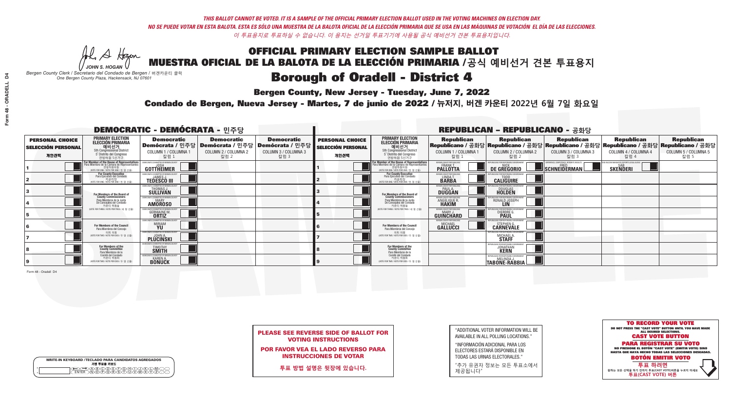*THIS BALLOT CANNOT BE VOTED. IT IS A SAMPLE OF THE OFFICIAL PRIMARY ELECTION BALLOT USED IN THE VOTING MACHINES ON ELECTION DAY.*
*NO SE PUEDE VOTAR EN ESTA BALOTA. ESTA ES SÓLO UNA MUESTRA DE LA BALOTA OFICIAL DE LA ELECCIÓN PRIMARIA QUE SE USA EN LAS MÁQUINAS DE VOTACIÓN EL DÍA DE LAS ELECCIONES.*
*이 투표용지로 투표하실 수 없습니다. 이 용지는 선거일 투표기기에 사용될 공식 예비선거 견본 투표용지입니다.*

JOHN S. HOGAN
*Bergen County Clerk / Secretario del Condado de Bergen / 버겐카운티 클럭*
*One Bergen County Plaza, Hackensack, NJ 07601*

# OFFICIAL PRIMARY ELECTION SAMPLE BALLOT
# MUESTRA OFICIAL DE LA BALOTA DE LA ELECCIÓN PRIMARIA / 공식 예비선거 견본 투표용지

## Borough of Oradell - District 4

**Bergen County, New Jersey - Tuesday, June 7, 2022**

**Condado de Bergen, Nueva Jersey - Martes, 7 de junio de 2022 / 뉴저지, 버겐 카운티 2022년 6월 7일 화요일**

### DEMOCRATIC - DEMÓCRATA - 민주당

| PERSONAL CHOICE / SELECCIÓN PERSONAL / 개인선택 | PRIMARY ELECTION / ELECCIÓN PRIMARIA / 예비선거 | Democratic / Demócrata / 민주당 COLUMN 1 / COLUMNA 1 / 칼럼 1 | Democratic / Demócrata / 민주당 COLUMN 2 / COLUMNA 2 / 칼럼 2 | Democratic / Demócrata / 민주당 COLUMN 3 / COLUMNA 3 / 칼럼 3 |
|---|---|---|---|---|
| 1 | For Member of the House of Representatives / Para Miembro de la Cámara de Representantes / 연방하원의원 (5th Congressional District) (VOTE FOR ONE / VOTE POR UNO / 한 명 선출) | JOSH GOTTHEIMER | | |
| 2 | For County Executive / Para Ejecutivo del Condado / 카운티장 (VOTE FOR ONE / VOTE POR UNO / 한 명 선출) | JAMES J. TEDESCO III | | |
| 3 | For Members of the Board of County Commissioners / Para Miembros de la Junta De Concejales del Condado / 카운티 위원들 (VOTE FOR THREE / VOTE POR TRES / 세 명 선출) | THOMAS J. SULLIVAN | | |
| 4 | | MARY AMOROSO | | |
| 5 | | GERMAINE M. ORTIZ | | |
| 6 | For Members of the Council / Para Miembros del Concejo / 의회 의원 (VOTE FOR TWO / VOTE POR DOS / 두 명 선출) | MIRIAM YU | | |
| 7 | | JOHN A. PLUCINSKI | | |
| 8 | For Members of the County Committee / Para Miembros de la Comité del Condado / 카운티 위원회 (VOTE FOR TWO / VOTE POR DOS / 두 명 선출) | TIMOTHY SMITH | | |
| 9 | | KAREN A. BONUCK | | |

### REPUBLICAN - REPUBLICANO - 공화당

| PERSONAL CHOICE / SELECCIÓN PERSONAL / 개인선택 | PRIMARY ELECTION / ELECCIÓN PRIMARIA / 예비선거 | Republican / Republicano / 공화당 COLUMN 1 / COLUMNA 1 / 칼럼 1 | Republican / Republicano / 공화당 COLUMN 2 / COLUMNA 2 / 칼럼 2 | Republican / Republicano / 공화당 COLUMN 3 / COLUMNA 3 / 칼럼 3 | Republican / Republicano / 공화당 COLUMN 4 / COLUMNA 4 / 칼럼 4 | Republican / Republicano / 공화당 COLUMN 5 / COLUMNA 5 / 칼럼 5 |
|---|---|---|---|---|---|---|
| 1 | For Member of the House of Representatives / Para Miembro de la Cámara de Representantes / 연방하원의원 (5th Congressional District) (VOTE FOR ONE / VOTE POR UNO / 한 명 선출) | FRANK T. PALLOTTA | NICK DE GREGORIO | FRED SCHNEIDERMAN | SAB SKENDERI | |
| 2 | For County Executive / Para Ejecutivo del Condado / 카운티장 (VOTE FOR ONE / VOTE POR UNO / 한 명 선출) | LINDA T. BARBA | TODD CALIGUIRE | | | |
| 3 | For Members of the Board of County Commissioners / Para Miembros de la Junta De Concejales del Condado / 카운티 위원들 (VOTE FOR THREE / VOTE POR TRES / 세 명 선출) | PAUL A. DUGGAN | DOUGLAS HOLDEN | | | |
| 4 | | ANGELIQUE R. HAKIM | RONALD JOSEPH LIN | | | |
| 5 | | MARY J. GUINCHARD | DIERDRE G. PAUL | | | |
| 6 | For Members of the Council / Para Miembros del Concejo / 의회 의원 (VOTE FOR TWO / VOTE POR DOS / 두 명 선출) | MICHAEL GALLUCCI | STEPHEN G. CARNEVALE | | | |
| 7 | | | MICHAEL A. STAFF | | | |
| 8 | For Members of the County Committee / Para Miembros de la Comité del Condado / 카운티 위원회 (VOTE FOR TWO / VOTE POR DOS / 두 명 선출) | | JONATHAN KERN | | | |
| 9 | | | MELINDA J. TABONE-RABBIA | | | |

Form 48 - Oradell D4

**PLEASE SEE REVERSE SIDE OF BALLOT FOR VOTING INSTRUCTIONS**

**POR FAVOR VEA EL LADO REVERSO PARA INSTRUCCIONES DE VOTAR**

**투표 방법 설명은 뒷장에 있습니다.**

"ADDITIONAL VOTER INFORMATION WILL BE AVAILABLE IN ALL POLLING LOCATIONS."

"INFORMACIÓN ADICIONAL PARA LOS ELECTORES ESTARÁ DISPONIBLE EN TODAS LAS URNAS ELECTORALES."

"추가 유권자 정보는 모든 투표소에서 제공됩니다"

WRITE-IN KEYBOARD / TECLADO PARA CANDIDATOS AGREGADOS / 기명 투표용 키보드

**TO RECORD YOUR VOTE**
DO NOT PRESS THE "CAST VOTE" BUTTON UNTIL YOU HAVE MADE ALL DESIRED SELECTIONS.
**CAST VOTE BUTTON**

**PARA REGISTRAR SU VOTO**
NO PRESIONE EL BOTÓN "CAST VOTE" (EMITIR VOTO) SINO HASTA QUE HAYA HECHO TODAS LAS SELECCIONES DESEADAS.
**BOTÓN EMITIR VOTO**

**투표 하려면**
원하는 모든 선택을 하기 전까지 투표(CAST VOTE) 버튼을 누르지 마세요.
**투표(CAST VOTE) 버튼**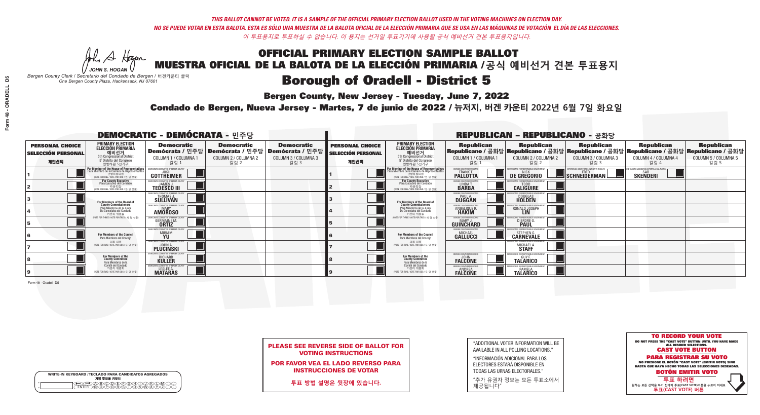*THIS BALLOT CANNOT BE VOTED. IT IS A SAMPLE OF THE OFFICIAL PRIMARY ELECTION BALLOT USED IN THE VOTING MACHINES ON ELECTION DAY.*
*NO SE PUEDE VOTAR EN ESTA BALOTA. ESTA ES SÓLO UNA MUESTRA DE LA BALOTA OFICIAL DE LA ELECCIÓN PRIMARIA QUE SE USA EN LAS MÁQUINAS DE VOTACIÓN EL DÍA DE LAS ELECCIONES.*
*이 투표용지로 투표하실 수 없습니다. 이 용지는 선거일 투표기기에 사용될 공식 예비선거 견본 투표용지입니다.*

JOHN S. HOGAN
*Bergen County Clerk / Secretario del Condado de Bergen / 버겐카운티 클럭*
*One Bergen County Plaza, Hackensack, NJ 07601*

# OFFICIAL PRIMARY ELECTION SAMPLE BALLOT
# MUESTRA OFICIAL DE LA BALOTA DE LA ELECCIÓN PRIMARIA / 공식 예비선거 견본 투표용지
# Borough of Oradell - District 5

**Bergen County, New Jersey - Tuesday, June 7, 2022**

**Condado de Bergen, Nueva Jersey - Martes, 7 de junio de 2022 / 뉴저지, 버겐 카운티 2022년 6월 7일 화요일**

## DEMOCRATIC - DEMÓCRATA - 민주당

| PERSONAL CHOICE / SELECCIÓN PERSONAL / 개인선택 | PRIMARY ELECTION / ELECCIÓN PRIMARIA / 예비선거 (5th Congressional District / 5° Distrito del Congreso / 연방하원 5선거구) | Democratic / Demócrata / 민주당 COLUMN 1 / COLUMNA 1 / 칼럼 1 | Democratic / Demócrata / 민주당 COLUMN 2 / COLUMNA 2 / 칼럼 2 | Democratic / Demócrata / 민주당 COLUMN 3 / COLUMNA 3 / 칼럼 3 |
|---|---|---|---|---|
| 1 | For Member of the House of Representatives / Para Miembro de la Cámara de Representantes / 연방하원의원 (VOTE FOR ONE / VOTE POR UNO / 한 명 선출) | JOSH GOTTHEIMER | | |
| 2 | For County Executive / Para Ejecutivo del Condado / 카운티장 (VOTE FOR ONE / VOTE POR UNO / 한 명 선출) | JAMES J. TEDESCO III | | |
| 3 | For Members of the Board of County Commissioners / Para Miembros de la Junta De Concejales del Condado / 카운티 위원들 (VOTE FOR THREE / VOTE POR TRES / 세 명 선출) | THOMAS J. SULLIVAN | | |
| 4 | | MARY AMOROSO | | |
| 5 | | GERMAINE M. ORTIZ | | |
| 6 | For Members of the Council / Para Miembros del Concejo / 의회 의원 (VOTE FOR TWO / VOTE POR DOS / 두 명 선출) | MIRIAM YU | | |
| 7 | | JOHN A. PLUCINSKI | | |
| 8 | For Members of the County Committee / Para Miembros de la Comité del Condado / 카운티 위원회 (VOTE FOR TWO / VOTE POR DOS / 두 명 선출) | RICHARD KULLER | | |
| 9 | | LESLEE A. MATARAS | | |

## REPUBLICAN - REPUBLICANO - 공화당

| PERSONAL CHOICE / SELECCIÓN PERSONAL / 개인선택 | PRIMARY ELECTION / ELECCIÓN PRIMARIA / 예비선거 (5th Congressional District / 5° Distrito del Congreso / 연방하원 5선거구) | Republican / Republicano / 공화당 COLUMN 1 / COLUMNA 1 / 칼럼 1 | Republican / Republicano / 공화당 COLUMN 2 / COLUMNA 2 / 칼럼 2 | Republican / Republicano / 공화당 COLUMN 3 / COLUMNA 3 / 칼럼 3 | Republican / Republicano / 공화당 COLUMN 4 / COLUMNA 4 / 칼럼 4 | Republican / Republicano / 공화당 COLUMN 5 / COLUMNA 5 / 칼럼 5 |
|---|---|---|---|---|---|---|
| 1 | For Member of the House of Representatives / Para Miembro de la Cámara de Representantes / 연방하원의원 (VOTE FOR ONE / VOTE POR UNO / 한 명 선출) | FRANK T. PALLOTTA | NICK DE GREGORIO | FRED SCHNEIDERMAN | SAB SKENDERI | |
| 2 | For County Executive / Para Ejecutivo del Condado / 카운티장 (VOTE FOR ONE / VOTE POR UNO / 한 명 선출) | LINDA T. BARBA | TODD CALIGUIRE | | | |
| 3 | For Members of the Board of County Commissioners / Para Miembros de la Junta De Concejales del Condado / 카운티 위원들 (VOTE FOR THREE / VOTE POR TRES / 세 명 선출) | PAUL A. DUGGAN | DOUGLAS HOLDEN | | | |
| 4 | | ANGELIQUE R. HAKIM | RONALD JOSEPH LIN | | | |
| 5 | | MARY J. GUINCHARD | DIERDRE G. PAUL | | | |
| 6 | For Members of the Council / Para Miembros del Concejo / 의회 의원 (VOTE FOR TWO / VOTE POR DOS / 두 명 선출) | MICHAEL GALLUCCI | STEPHEN G. CARNEVALE | | | |
| 7 | | | MICHAEL A. STAFF | | | |
| 8 | For Members of the County Committee / Para Miembros de la Comité del Condado / 카운티 위원회 (VOTE FOR TWO / VOTE POR DOS / 두 명 선출) | JOHN FALCONE | GUY F. TALARICO | | | |
| 9 | | ANDREA FALCONE | PAMELA TALARICO | | | |

Form 48 - Oradell D5

**PLEASE SEE REVERSE SIDE OF BALLOT FOR VOTING INSTRUCTIONS**

**POR FAVOR VEA EL LADO REVERSO PARA INSTRUCCIONES DE VOTAR**

**투표 방법 설명은 뒷장에 있습니다.**

"ADDITIONAL VOTER INFORMATION WILL BE AVAILABLE IN ALL POLLING LOCATIONS."

"INFORMACIÓN ADICIONAL PARA LOS ELECTORES ESTARÁ DISPONIBLE EN TODAS LAS URNAS ELECTORALES."

"추가 유권자 정보는 모든 투표소에서 제공됩니다"

WRITE-IN KEYBOARD /TECLADO PARA CANDIDATOS AGREGADOS
기명 투표용 키보드

**TO RECORD YOUR VOTE**
DO NOT PRESS THE "CAST VOTE" BUTTON UNTIL YOU HAVE MADE ALL DESIRED SELECTIONS.
**CAST VOTE BUTTON**
**PARA REGISTRAR SU VOTO**
NO PRESIONE EL BOTÓN "CAST VOTE" (EMITIR VOTO) SINO HASTA QUE HAYA HECHO TODAS LAS SELECCIONES DESEADAS.
**BOTÓN EMITIR VOTO**
**투표 하려면**
원하는 모든 선택을 하기 전까지 투표(CAST VOTE)버튼을 누르지 마세요.
**투표(CAST VOTE) 버튼**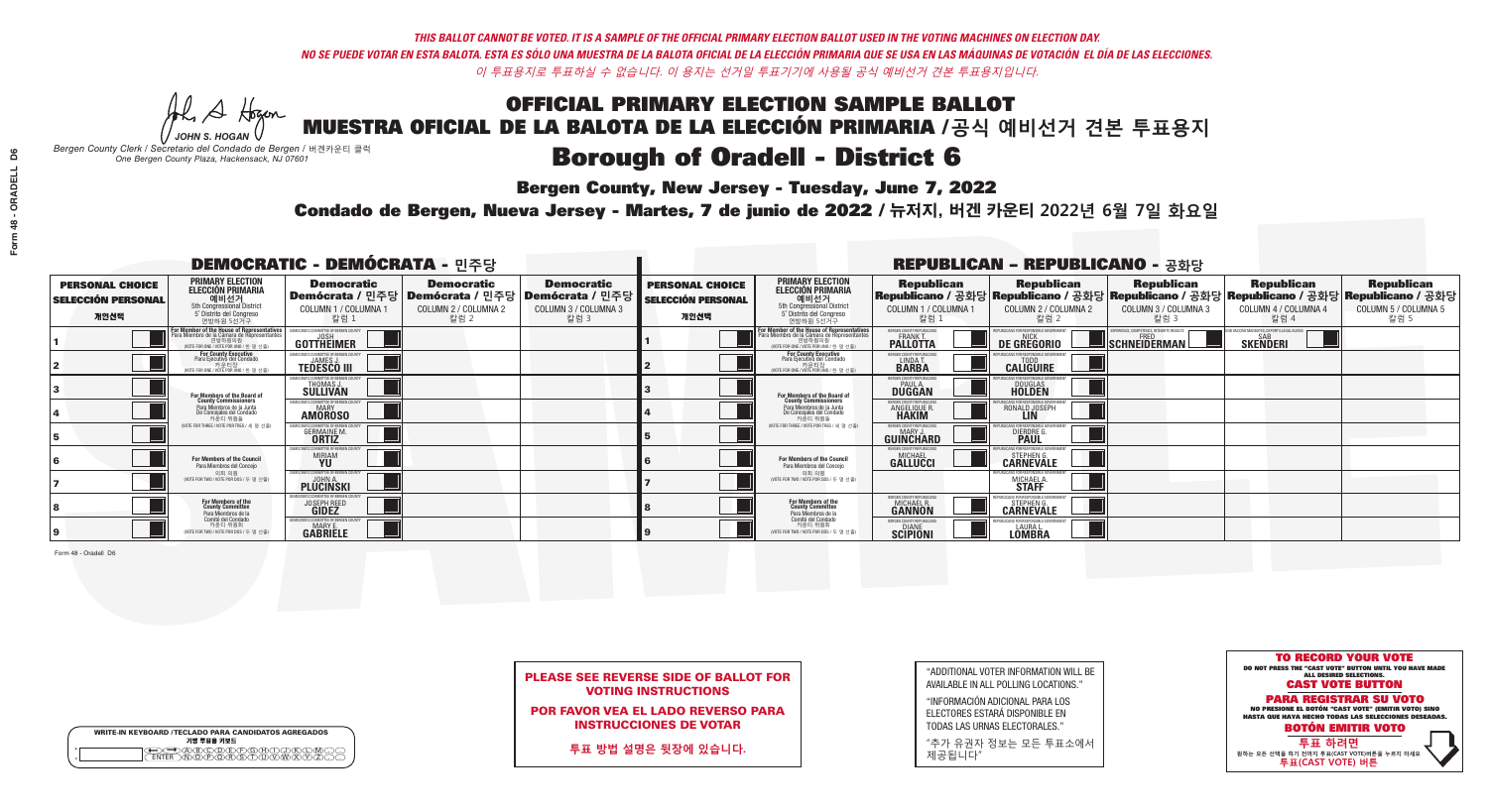*THIS BALLOT CANNOT BE VOTED. IT IS A SAMPLE OF THE OFFICIAL PRIMARY ELECTION BALLOT USED IN THE VOTING MACHINES ON ELECTION DAY.*
*NO SE PUEDE VOTAR EN ESTA BALOTA. ESTA ES SÓLO UNA MUESTRA DE LA BALOTA OFICIAL DE LA ELECCIÓN PRIMARIA QUE SE USA EN LAS MÁQUINAS DE VOTACIÓN EL DÍA DE LAS ELECCIONES.*
*이 투표용지로 투표하실 수 없습니다. 이 용지는 선거일 투표기기에 사용될 공식 예비선거 견본 투표용지입니다.*

JOHN S. HOGAN
*Bergen County Clerk / Secretario del Condado de Bergen / 버겐카운티 클럭*
*One Bergen County Plaza, Hackensack, NJ 07601*

# OFFICIAL PRIMARY ELECTION SAMPLE BALLOT
# MUESTRA OFICIAL DE LA BALOTA DE LA ELECCIÓN PRIMARIA / 공식 예비선거 견본 투표용지

## Borough of Oradell - District 6

**Bergen County, New Jersey - Tuesday, June 7, 2022**

**Condado de Bergen, Nueva Jersey - Martes, 7 de junio de 2022 / 뉴저지, 버겐 카운티 2022년 6월 7일 화요일**

### DEMOCRATIC - DEMÓCRATA - 민주당

| PERSONAL CHOICE / SELECCIÓN PERSONAL / 개인선택 | PRIMARY ELECTION / ELECCIÓN PRIMARIA / 예비선거 (5th Congressional District / 5° Distrito del Congreso / 연방하원 5선거구) | Democratic / Demócrata / 민주당 COLUMN 1 / COLUMNA 1 / 칼럼 1 | Democratic / Demócrata / 민주당 COLUMN 2 / COLUMNA 2 / 칼럼 2 | Democratic / Demócrata / 민주당 COLUMN 3 / COLUMNA 3 / 칼럼 3 |
|---|---|---|---|---|
| 1 | For Member of the House of Representatives / Para Miembro de la Cámara de Representantes / 연방하원의원 (VOTE FOR ONE / VOTE POR UNO / 한 명 선출) | JOSH GOTTHEIMER | | |
| 2 | For County Executive / Para Ejecutivo del Condado / 카운티장 (VOTE FOR ONE / VOTE POR UNO / 한 명 선출) | JAMES J. TEDESCO III | | |
| 3 | For Members of the Board of County Commissioners / Para Miembros de la Junta De Concejales del Condado / 카운티 위원들 (VOTE FOR THREE / VOTE POR TRES / 세 명 선출) | THOMAS J. SULLIVAN | | |
| 4 | | MARY AMOROSO | | |
| 5 | | GERMAINE M. ORTIZ | | |
| 6 | For Members of the Council / Para Miembros del Concejo / 의회 의원 (VOTE FOR TWO / VOTE POR DOS / 두 명 선출) | MIRIAM YU | | |
| 7 | | JOHN A. PLUCINSKI | | |
| 8 | For Members of the County Committee / Para Miembros de la Comité del Condado / 카운티 위원회 (VOTE FOR TWO / VOTE POR DOS / 두 명 선출) | JOSEPH REED GIDEZ | | |
| 9 | | MARY E. GABRIELE | | |

### REPUBLICAN - REPUBLICANO - 공화당

| PERSONAL CHOICE / SELECCIÓN PERSONAL / 개인선택 | PRIMARY ELECTION / ELECCIÓN PRIMARIA / 예비선거 (5th Congressional District / 5° Distrito del Congreso / 연방하원 5선거구) | Republican / Republicano / 공화당 COLUMN 1 / COLUMNA 1 / 칼럼 1 | Republican / Republicano / 공화당 COLUMN 2 / COLUMNA 2 / 칼럼 2 | Republican / Republicano / 공화당 COLUMN 3 / COLUMNA 3 / 칼럼 3 | Republican / Republicano / 공화당 COLUMN 4 / COLUMNA 4 / 칼럼 4 | Republican / Republicano / 공화당 COLUMN 5 / COLUMNA 5 / 칼럼 5 |
|---|---|---|---|---|---|---|
| 1 | For Member of the House of Representatives / Para Miembro de la Cámara de Representantes / 연방하원의원 (VOTE FOR ONE / VOTE POR UNO / 한 명 선출) | FRANK T. PALLOTTA | NICK DE GREGORIO | FRED SCHNEIDERMAN | SAB SKENDERI | |
| 2 | For County Executive / Para Ejecutivo del Condado / 카운티장 (VOTE FOR ONE / VOTE POR UNO / 한 명 선출) | LINDA T. BARBA | TODD CALIGUIRE | | | |
| 3 | For Members of the Board of County Commissioners / Para Miembros de la Junta De Concejales del Condado / 카운티 위원들 (VOTE FOR THREE / VOTE POR TRES / 세 명 선출) | PAUL A. DUGGAN | DOUGLAS HOLDEN | | | |
| 4 | | ANGELIQUE R. HAKIM | RONALD JOSEPH LIN | | | |
| 5 | | MARY J. GUINCHARD | DIERDRE G. PAUL | | | |
| 6 | For Members of the Council / Para Miembros del Concejo / 의회 의원 (VOTE FOR TWO / VOTE POR DOS / 두 명 선출) | MICHAEL GALLUCCI | STEPHEN G. CARNEVALE | | | |
| 7 | | | MICHAEL A. STAFF | | | |
| 8 | For Members of the County Committee / Para Miembros de la Comité del Condado / 카운티 위원회 (VOTE FOR TWO / VOTE POR DOS / 두 명 선출) | MICHAEL R. GANNON | STEPHEN G. CARNEVALE | | | |
| 9 | | DIANE SCIPIONI | LAURA L. LOMBRA | | | |

Form 48 - Oradell D6

WRITE-IN KEYBOARD / TECLADO PARA CANDIDATOS AGREGADOS / 기명 투표용 키보드

**PLEASE SEE REVERSE SIDE OF BALLOT FOR VOTING INSTRUCTIONS**

**POR FAVOR VEA EL LADO REVERSO PARA INSTRUCCIONES DE VOTAR**

**투표 방법 설명은 뒷장에 있습니다.**

"ADDITIONAL VOTER INFORMATION WILL BE AVAILABLE IN ALL POLLING LOCATIONS."

"INFORMACIÓN ADICIONAL PARA LOS ELECTORES ESTARÁ DISPONIBLE EN TODAS LAS URNAS ELECTORALES."

"추가 유권자 정보는 모든 투표소에서 제공됩니다"

**TO RECORD YOUR VOTE**
DO NOT PRESS THE "CAST VOTE" BUTTON UNTIL YOU HAVE MADE ALL DESIRED SELECTIONS.
**CAST VOTE BUTTON**

**PARA REGISTRAR SU VOTO**
NO PRESIONE EL BOTÓN "CAST VOTE" (EMITIR VOTO) SINO HASTA QUE HAYA HECHO TODAS LAS SELECCIONES DESEADAS.
**BOTÓN EMITIR VOTO**

**투표 하려면**
원하는 모든 선택을 하기 전까지 투표(CAST VOTE)버튼을 누르지 마세요
**투표(CAST VOTE) 버튼**